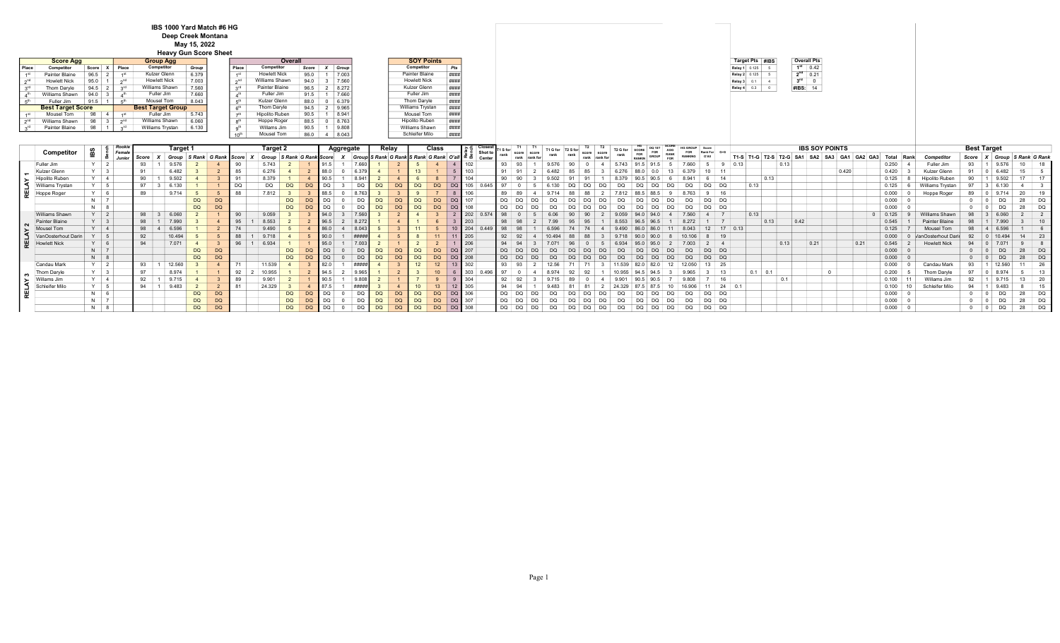# IBS 1000 Yard Match #6 HG

## Deep Creek Montana

## May 15, 2022

## Heavy Gun Score Sheet

**Score Agg**

| Place | Competitor | Score | X |
|---|---|---|---|
| 1st | Painter Blaine | 96.5 | 2 |
| 2nd | Howlett Nick | 95.0 | 1 |
| 3rd | Thom Daryle | 94.5 | 2 |
| 4th | Williams Shawn | 94.0 | 3 |
| 5th | Fuller Jim | 91.5 | 1 |

**Best Target Score**

| Place | Competitor | Score | X |
|---|---|---|---|
| 1st | Mousel Tom | 98 | 4 |
| 2nd | Williams Shawn | 98 | 3 |
| 3rd | Painter Blaine | 98 | 1 |

**Group Agg**

| Place | Competitor | Group |
|---|---|---|
| 1st | Kulzer Glenn | 6.379 |
| 2nd | Howlett Nick | 7.003 |
| 3rd | Williams Shawn | 7.560 |
| 4th | Fuller Jim | 7.660 |
| 5th | Mousel Tom | 8.043 |

**Best Target Group**

| Place | Competitor | Group |
|---|---|---|
| 1st | Fuller Jim | 5.743 |
| 2nd | Williams Shawn | 6.060 |
| 3rd | Williams Trystan | 6.130 |

**Overall**

| Place | Competitor | Score | X | Group |
|---|---|---|---|---|
| 1st | Howlett Nick | 95.0 | 1 | 7.003 |
| 2nd | Williams Shawn | 94.0 | 3 | 7.560 |
| 3rd | Painter Blaine | 96.5 | 2 | 8.272 |
| 4th | Fuller Jim | 91.5 | 1 | 7.660 |
| 5th | Kulzer Glenn | 88.0 | 0 | 6.379 |
| 6th | Thom Daryle | 94.5 | 2 | 9.965 |
| 7th | Hipolito Ruben | 90.5 | 1 | 8.941 |
| 8th | Hoppe Roger | 88.5 | 0 | 8.763 |
| 9th | Williams Jim | 90.5 | 1 | 9.808 |
| 10th | Mousel Tom | 86.0 | 4 | 8.043 |

**SOY Points**

| Competitor | Pts |
|---|---|
| Painter Blaine | #### |
| Howlett Nick | #### |
| Kulzer Glenn | #### |
| Fuller Jim | #### |
| Thom Daryle | #### |
| Williams Trystan | #### |
| Mousel Tom | #### |
| Hipolito Ruben | #### |
| Williams Shawn | #### |
| Schleifer Milo | #### |

| Target Pts | | #IBS |
|---|---|---|
| Relay 1 | 0.125 | 5 |
| Relay 2 | 0.125 | 5 |
| Relay 3 | 0.1 | 4 |
| Relay 4 | 0.3 | 0 |

| Overall Pts | |
|---|---|
| 1st | 0.42 |
| 2nd | 0.21 |
| 3rd | 0 |
| #IBS: | 14 |

**Main Score Sheet**

| Relay | Competitor | IBS | Bench | Rookie Female Junior | T1 Score | T1 X | T1 Group | T1 S Rank | T1 G Rank | T2 Score | T2 X | T2 Group | T2 S Rank | T2 G Rank | Agg Score | Agg X | Agg Group | Relay S Rank | Relay G Rank | Class S Rank | Class G Rank | O'all | Relay & Bench | Closest Shot to Center |
|---|---|---|---|---|---|---|---|---|---|---|---|---|---|---|---|---|---|---|---|---|---|---|---|---|
| RELAY 1 | Fuller Jim | Y | 2 | | 93 | 1 | 9.576 | 2 | 4 | 90 | | 5.743 | 2 | 1 | 91.5 | 1 | 7.660 | 1 | 2 | 5 | 4 | 4 | 102 | |
| | Kulzer Glenn | Y | 3 | | 91 | | 6.482 | 3 | 2 | 85 | | 6.276 | 4 | 2 | 88.0 | 0 | 6.379 | 4 | 1 | 13 | 1 | 5 | 103 | |
| | Hipolito Ruben | Y | 4 | | 90 | 1 | 9.502 | 4 | 3 | 91 | | 8.379 | 1 | 4 | 90.5 | 1 | 8.941 | 2 | 4 | 6 | 8 | 7 | 104 | |
| | Williams Trystan | Y | 5 | | 97 | 3 | 6.130 | 1 | 1 | DQ | | DQ | DQ | DQ | DQ | 3 | DQ | DQ | DQ | DQ | DQ | DQ | 105 | 0.645 |
| | Hoppe Roger | Y | 6 | | 89 | | 9.714 | 5 | 5 | 88 | | 7.812 | 3 | 3 | 88.5 | 0 | 8.763 | 3 | 3 | 9 | 7 | 8 | 106 | |
| | | N | 7 | | | | | DQ | DQ | | | | DQ | DQ | DQ | 0 | DQ | DQ | DQ | DQ | DQ | DQ | 107 | |
| | | N | 8 | | | | | DQ | DQ | | | | DQ | DQ | DQ | 0 | DQ | DQ | DQ | DQ | DQ | DQ | 108 | |
| RELAY 2 | Williams Shawn | Y | 2 | | 98 | 3 | 6.060 | 2 | 1 | 90 | | 9.059 | 3 | 3 | 94.0 | 3 | 7.560 | 3 | 2 | 4 | 3 | 2 | 202 | 0.574 |
| | Painter Blaine | Y | 3 | | 98 | 1 | 7.990 | 3 | 4 | 95 | 1 | 8.553 | 2 | 2 | 96.5 | 2 | 8.272 | 1 | 4 | 1 | 6 | 3 | 203 | |
| | Mousel Tom | Y | 4 | | 98 | 4 | 6.596 | 1 | 2 | 74 | | 9.490 | 5 | 4 | 86.0 | 4 | 8.043 | 5 | 3 | 11 | 5 | 10 | 204 | 0.449 |
| | VanOosterhout Darin | Y | 5 | | 92 | | 10.494 | 5 | 5 | 88 | 1 | 9.718 | 4 | 5 | 90.0 | 1 | ##### | 4 | 5 | 8 | 11 | 11 | 205 | |
| | Howlett Nick | Y | 6 | | 94 | | 7.071 | 4 | 3 | 96 | 1 | 6.934 | 1 | 1 | 95.0 | 1 | 7.003 | 2 | 1 | 2 | 2 | 1 | 206 | |
| | | N | 7 | | | | | DQ | DQ | | | | DQ | DQ | DQ | 0 | DQ | DQ | DQ | DQ | DQ | DQ | 207 | |
| | | N | 8 | | | | | DQ | DQ | | | | DQ | DQ | DQ | 0 | DQ | DQ | DQ | DQ | DQ | DQ | 208 | |
| RELAY 3 | Candau Mark | Y | 2 | | 93 | 1 | 12.560 | 3 | 4 | 71 | | 11.539 | 4 | 3 | 82.0 | 1 | ##### | 4 | 3 | 12 | 12 | 13 | 302 | |
| | Thom Daryle | Y | 3 | | 97 | | 8.974 | 1 | 1 | 92 | 2 | 10.955 | 1 | 2 | 94.5 | 2 | 9.965 | 1 | 2 | 3 | 10 | 6 | 303 | 0.496 |
| | Williams Jim | Y | 4 | | 92 | 1 | 9.715 | 4 | 3 | 89 | | 9.901 | 2 | 1 | 90.5 | 1 | 9.808 | 2 | 1 | 7 | 9 | 9 | 304 | |
| | Schleifer Milo | Y | 5 | | 94 | 1 | 9.483 | 2 | 2 | 81 | | 24.329 | 3 | 4 | 87.5 | 1 | ##### | 3 | 4 | 10 | 13 | 12 | 305 | |
| | | N | 6 | | | | | DQ | DQ | | | | DQ | DQ | DQ | 0 | DQ | DQ | DQ | DQ | DQ | DQ | 306 | |
| | | N | 7 | | | | | DQ | DQ | | | | DQ | DQ | DQ | 0 | DQ | DQ | DQ | DQ | DQ | DQ | 307 | |
| | | N | 8 | | | | | DQ | DQ | | | | DQ | DQ | DQ | 0 | DQ | DQ | DQ | DQ | DQ | DQ | 308 | |

**Ranking Calculations**

| T1 S for rank | T1 score rank | T1 score rank for | T1 G for rank | T2 S for rank | T2 score rank | T2 score rank for | T2 G for rank | HG SCORE FOR RANKING | DQ 1ST FOR GROUP | SCORE AGG RANK FOR | HG GROUP FOR RANKING | Score Rank for O'All | G+S |
|---|---|---|---|---|---|---|---|---|---|---|---|---|---|
| 93 | 93 | 1 | 9.576 | 90 | 0 | 4 | 5.743 | 91.5 | 91.5 | 5 | 7.660 | 5 | 9 |
| 91 | 91 | 2 | 6.482 | 85 | 85 | 3 | 6.276 | 88.0 | 0.0 | 13 | 6.379 | 10 | 11 |
| 90 | 90 | 3 | 9.502 | 91 | 91 | 1 | 8.379 | 90.5 | 90.5 | 6 | 8.941 | 6 | 14 |
| 97 | 0 | 5 | 6.130 | DQ | DQ | DQ | DQ | DQ | DQ | DQ | DQ | DQ | DQ |
| 89 | 89 | 4 | 9.714 | 88 | 88 | 2 | 7.812 | 88.5 | 88.5 | 9 | 8.763 | 9 | 16 |
| DQ | DQ | DQ | DQ | DQ | DQ | DQ | DQ | DQ | DQ | DQ | DQ | DQ | DQ |
| DQ | DQ | DQ | DQ | DQ | DQ | DQ | DQ | DQ | DQ | DQ | DQ | DQ | DQ |
| 98 | 0 | 5 | 6.06 | 90 | 90 | 2 | 9.059 | 94.0 | 94.0 | 4 | 7.560 | 4 | 7 |
| 98 | 98 | 2 | 7.99 | 95 | 95 | 1 | 8.553 | 96.5 | 96.5 | 1 | 8.272 | 1 | 7 |
| 98 | 98 | 1 | 6.596 | 74 | 74 | 4 | 9.490 | 86.0 | 86.0 | 11 | 8.043 | 12 | 17 |
| 92 | 92 | 4 | 10.494 | 88 | 88 | 3 | 9.718 | 90.0 | 90.0 | 8 | 10.106 | 8 | 19 |
| 94 | 94 | 3 | 7.071 | 96 | 0 | 5 | 6.934 | 95.0 | 95.0 | 2 | 7.003 | 2 | 4 |
| DQ | DQ | DQ | DQ | DQ | DQ | DQ | DQ | DQ | DQ | DQ | DQ | DQ | DQ |
| DQ | DQ | DQ | DQ | DQ | DQ | DQ | DQ | DQ | DQ | DQ | DQ | DQ | DQ |
| 93 | 93 | 2 | 12.56 | 71 | 71 | 3 | 11.539 | 82.0 | 82.0 | 12 | 12.050 | 13 | 25 |
| 97 | 0 | 4 | 8.974 | 92 | 92 | 1 | 10.955 | 94.5 | 94.5 | 3 | 9.965 | 3 | 13 |
| 92 | 92 | 3 | 9.715 | 89 | 0 | 4 | 9.901 | 90.5 | 90.5 | 7 | 9.808 | 7 | 16 |
| 94 | 94 | 1 | 9.483 | 81 | 81 | 2 | 24.329 | 87.5 | 87.5 | 10 | 16.906 | 11 | 24 |
| DQ | DQ | DQ | DQ | DQ | DQ | DQ | DQ | DQ | DQ | DQ | DQ | DQ | DQ |
| DQ | DQ | DQ | DQ | DQ | DQ | DQ | DQ | DQ | DQ | DQ | DQ | DQ | DQ |
| DQ | DQ | DQ | DQ | DQ | DQ | DQ | DQ | DQ | DQ | DQ | DQ | DQ | DQ |

**IBS SOY POINTS**

| T1-S | T1-G | T2-S | T2-G | SA1 | SA2 | SA3 | GA1 | GA2 | GA3 | Total | Rank |
|---|---|---|---|---|---|---|---|---|---|---|---|
| 0.13 | | | 0.13 | | | | | | | 0.250 | 4 |
| | | | | | | | 0.420 | | | 0.420 | 3 |
| | | 0.13 | | | | | | | | 0.125 | 8 |
| | 0.13 | | | | | | | | | 0.125 | 6 |
| | | | | | | | | | | 0.000 | 0 |
| | | | | | | | | | | 0.000 | 0 |
| | | | | | | | | | | 0.000 | 0 |
| | 0.13 | | | | | | | | 0 | 0.125 | 9 |
| | | 0.13 | | 0.42 | | | | | | 0.545 | 1 |
| 0.13 | | | | | | | | | | 0.125 | 7 |
| | | | | | | | | | | 0.000 | 0 |
| | | | 0.13 | | 0.21 | | | 0.21 | | 0.545 | 2 |
| | | | | | | | | | | 0.000 | 0 |
| | | | | | | | | | | 0.000 | 0 |
| | | | | | | | | | | 0.000 | 0 |
| | 0.1 | 0.1 | | | | 0 | | | | 0.200 | 5 |
| | | | 0.1 | | | | | | | 0.100 | 11 |
| 0.1 | | | | | | | | | | 0.100 | 10 |
| | | | | | | | | | | 0.000 | 0 |
| | | | | | | | | | | 0.000 | 0 |
| | | | | | | | | | | 0.000 | 0 |

**Best Target**

| Competitor | Score | X | Group | S Rank | G Rank |
|---|---|---|---|---|---|
| Fuller Jim | 93 | 1 | 9.576 | 10 | 18 |
| Kulzer Glenn | 91 | 0 | 6.482 | 15 | 5 |
| Hipolito Ruben | 90 | 1 | 9.502 | 17 | 17 |
| Williams Trystan | 97 | 3 | 6.130 | 4 | 3 |
| Hoppe Roger | 89 | 0 | 9.714 | 20 | 19 |
| | 0 | 0 | DQ | 28 | DQ |
| | 0 | 0 | DQ | 28 | DQ |
| Williams Shawn | 98 | 3 | 6.060 | 2 | 2 |
| Painter Blaine | 98 | 1 | 7.990 | 3 | 10 |
| Mousel Tom | 98 | 4 | 6.596 | 1 | 6 |
| VanOosterhout Darin | 92 | 0 | 10.494 | 14 | 23 |
| Howlett Nick | 94 | 0 | 7.071 | 9 | 8 |
| | 0 | 0 | DQ | 28 | DQ |
| | 0 | 0 | DQ | 28 | DQ |
| Candau Mark | 93 | 1 | 12.560 | 11 | 26 |
| Thom Daryle | 97 | 0 | 8.974 | 5 | 13 |
| Williams Jim | 92 | 1 | 9.715 | 13 | 20 |
| Schleifer Milo | 94 | 1 | 9.483 | 8 | 15 |
| | 0 | 0 | DQ | 28 | DQ |
| | 0 | 0 | DQ | 28 | DQ |
| | 0 | 0 | DQ | 28 | DQ |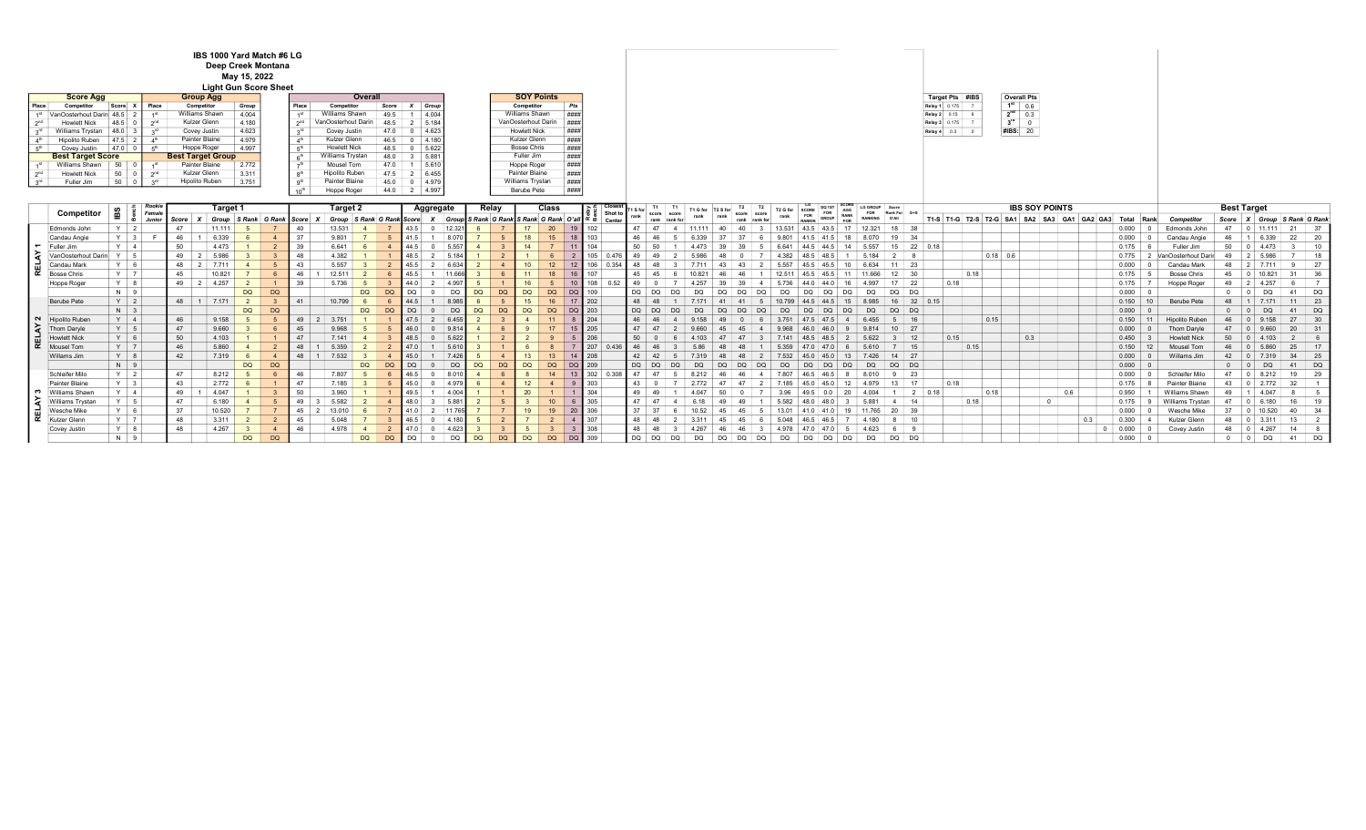# IBS 1000 Yard Match #6 LG

**Deep Creek Montana**

**May 15, 2022**

**Light Gun Score Sheet**

| Score Agg | | | |
|---|---|---|---|
| Place | Competitor | Score | X |
| 1st | VanOosterhout Darin | 48.5 | 2 |
| 2nd | Howlett Nick | 48.5 | 0 |
| 3rd | Williams Trystan | 48.0 | 3 |
| 4th | Hipolito Ruben | 47.5 | 2 |
| 5th | Covey Justin | 47.0 | 0 |

| Best Target Score | | | |
|---|---|---|---|
| 1st | Williams Shawn | 50 | 0 |
| 2nd | Howlett Nick | 50 | 0 |
| 3rd | Fuller Jim | 50 | 0 |

| Group Agg | | |
|---|---|---|
| Place | Competitor | Group |
| 1st | Williams Shawn | 4.004 |
| 2nd | Kulzer Glenn | 4.180 |
| 3rd | Covey Justin | 4.623 |
| 4th | Painter Blaine | 4.979 |
| 5th | Hoppe Roger | 4.997 |

| Best Target Group | | |
|---|---|---|
| 1st | Painter Blaine | 2.772 |
| 2nd | Kulzer Glenn | 3.311 |
| 3rd | Hipolito Ruben | 3.751 |

| Overall | | | | |
|---|---|---|---|---|
| Place | Competitor | Score | X | Group |
| 1st | Williams Shawn | 49.5 | 1 | 4.004 |
| 2nd | VanOosterhout Darin | 48.5 | 2 | 5.184 |
| 3rd | Covey Justin | 47.0 | 0 | 4.623 |
| 4th | Kulzer Glenn | 46.5 | 0 | 4.180 |
| 5th | Howlett Nick | 48.5 | 0 | 5.622 |
| 6th | Williams Trystan | 48.0 | 3 | 5.881 |
| 7th | Mousel Tom | 47.0 | 1 | 5.610 |
| 8th | Hipolito Ruben | 47.5 | 2 | 6.455 |
| 9th | Painter Blaine | 45.0 | 0 | 4.979 |
| 10th | Hoppe Roger | 44.0 | 2 | 4.997 |

| SOY Points | |
|---|---|
| Competitor | Pts |
| Williams Shawn | #### |
| VanOosterhout Darin | #### |
| Howlett Nick | #### |
| Kulzer Glenn | #### |
| Bosse Chris | #### |
| Fuller Jim | #### |
| Hoppe Roger | #### |
| Painter Blaine | #### |
| Williams Trystan | #### |
| Berube Pete | #### |

| Target Pts | | #IBS |
|---|---|---|
| Relay 1 | 0.175 | 7 |
| Relay 2 | 0.15 | 8 |
| Relay 3 | 0.175 | 7 |
| Relay 4 | 0.3 | 0 |

| Overall Pts | |
|---|---|
| 1st | 0.6 |
| 2nd | 0.3 |
| 3rd | 0 |
| #IBS: | 20 |

| | Competitor | IBS | Bench | Rookie Female Junior | Target 1 | | | | | Target 2 | | | | | Aggregate | | | Relay | | Class | | | Relay Bench | Closest Shot to Center | T1 S for rank | T1 score | T1 score rank for | T1 G for rank | T2 S for rank | T2 score | T2 score rank for | T2 G for rank | LG SCORE FOR RANKIN | DQ 1ST FOR GROUP | SCORE AGG RANK FOR | LG GROUP FOR RANKING | Score Rank For O'all | S+G | IBS SOY POINTS | | | | | | | | | | | | Best Target | | | | | |
|---|---|---|---|---|---|---|---|---|---|---|---|---|---|---|---|---|---|---|---|---|---|---|---|---|---|---|---|---|---|---|---|---|---|---|---|---|---|---|---|---|---|---|---|---|---|---|---|---|---|---|---|---|---|---|---|---|
| | | | | | Score | X | Group | S Rank | G Rank | Score | X | Group | S Rank | G Rank | Score | X | Group | S Rank | G Rank | S Rank | G Rank | O'all | | | | | | | | | | | | | | | | | T1-S | T1-G | T2-S | T2-G | SA1 | SA2 | SA3 | GA1 | GA2 | GA3 | Total | Rank | Competitor | Score | X | Group | S Rank | G Rank |
| RELAY 1 | Edmonds John | Y | 2 | | 47 | | 11.111 | 5 | 7 | 40 | | 13.531 | 4 | 7 | 43.5 | 0 | 12.321 | 6 | 7 | 17 | 20 | 19 | 102 | | 47 | 47 | 4 | 11.111 | 40 | 40 | 3 | 13.531 | 43.5 | 43.5 | 17 | 12.321 | 18 | 38 | | | | | | | | | | | 0.000 | 0 | Edmonds John | 47 | 0 | 11.111 | 21 | 37 |
| | Candau Angie | Y | 3 | F | 46 | 1 | 6.339 | 6 | 4 | 37 | | 9.801 | 7 | 5 | 41.5 | 1 | 8.070 | 7 | 5 | 18 | 15 | 18 | 103 | | 46 | 46 | 5 | 6.339 | 37 | 37 | 6 | 9.801 | 41.5 | 41.5 | 18 | 8.070 | 19 | 34 | | | | | | | | | | | 0.000 | 0 | Candau Angie | 46 | 1 | 6.339 | 22 | 20 |
| | Fuller Jim | Y | 4 | | 50 | | 4.473 | 1 | 2 | 39 | | 6.641 | 6 | 4 | 44.5 | 0 | 5.557 | 4 | 3 | 14 | 7 | 11 | 104 | | 50 | 50 | 1 | 4.473 | 39 | 39 | 5 | 6.641 | 44.5 | 44.5 | 14 | 5.557 | 15 | 22 | 0.18 | | | | | | | | | | 0.175 | 6 | Fuller Jim | 50 | 0 | 4.473 | 3 | 10 |
| | VanOosterhout Darin | Y | 5 | | 49 | 2 | 5.986 | 3 | 3 | 48 | | 4.382 | 1 | 1 | 48.5 | 2 | 5.184 | 1 | 2 | 1 | 6 | 2 | 105 | 0.476 | 49 | 49 | 2 | 5.986 | 48 | 0 | 7 | 4.382 | 48.5 | 48.5 | 1 | 5.184 | 2 | 8 | | | | 0.18 | 0.6 | | | | | | 0.775 | 2 | VanOosterhout Darin | 49 | 2 | 5.986 | 7 | 18 |
| | Candau Mark | Y | 6 | | 48 | 2 | 7.711 | 4 | 5 | 43 | | 5.557 | 3 | 2 | 45.5 | 2 | 6.634 | 2 | 4 | 10 | 12 | 12 | 106 | 0.354 | 48 | 48 | 3 | 7.711 | 43 | 43 | 2 | 5.557 | 45.5 | 45.5 | 10 | 6.634 | 11 | 23 | | | | | | | | | | | 0.000 | 0 | Candau Mark | 48 | 2 | 7.711 | 9 | 27 |
| | Bosse Chris | Y | 7 | | 45 | | 10.821 | 7 | 6 | 46 | 1 | 12.511 | 2 | 6 | 45.5 | 1 | 11.666 | 3 | 6 | 11 | 18 | 16 | 107 | | 45 | 45 | 6 | 10.821 | 46 | 46 | 1 | 12.511 | 45.5 | 45.5 | 11 | 11.666 | 12 | 30 | | | 0.18 | | | | | | | | 0.175 | 5 | Bosse Chris | 45 | 0 | 10.821 | 31 | 36 |
| | Hoppe Roger | Y | 8 | | 49 | 2 | 4.257 | 2 | 1 | 39 | | 5.736 | 5 | 3 | 44.0 | 2 | 4.997 | 5 | 1 | 16 | 5 | 10 | 108 | 0.52 | 49 | 0 | 7 | 4.257 | 39 | 39 | 4 | 5.736 | 44.0 | 44.0 | 16 | 4.997 | 17 | 22 | | 0.18 | | | | | | | | | 0.175 | 7 | Hoppe Roger | 49 | 2 | 4.257 | 6 | 7 |
| | | N | 9 | | | | | DQ | DQ | | | | DQ | DQ | DQ | 0 | DQ | DQ | DQ | DQ | DQ | DQ | 109 | | DQ | DQ | DQ | DQ | DQ | DQ | DQ | DQ | DQ | DQ | DQ | DQ | DQ | DQ | | | | | | | | | | | 0.000 | 0 | | 0 | 0 | DQ | 41 | DQ |
| RELAY 2 | Berube Pete | Y | 2 | | 48 | 1 | 7.171 | 2 | 3 | 41 | | 10.799 | 6 | 6 | 44.5 | 1 | 8.985 | 6 | 5 | 15 | 16 | 17 | 202 | | 48 | 48 | 1 | 7.171 | 41 | 41 | 5 | 10.799 | 44.5 | 44.5 | 15 | 8.985 | 16 | 32 | 0.15 | | | | | | | | | | 0.150 | 10 | Berube Pete | 48 | 1 | 7.171 | 11 | 23 |
| | | N | 3 | | | | | DQ | DQ | | | | DQ | DQ | DQ | 0 | DQ | DQ | DQ | DQ | DQ | DQ | 203 | | DQ | DQ | DQ | DQ | DQ | DQ | DQ | DQ | DQ | DQ | DQ | DQ | DQ | DQ | | | | | | | | | | | 0.000 | 0 | | 0 | 0 | DQ | 41 | DQ |
| | Hipolito Ruben | Y | 4 | | 46 | | 9.158 | 5 | 5 | 49 | 2 | 3.751 | 1 | 1 | 47.5 | 2 | 6.455 | 2 | 3 | 4 | 11 | 8 | 204 | | 46 | 46 | 4 | 9.158 | 49 | 0 | 6 | 3.751 | 47.5 | 47.5 | 4 | 6.455 | 5 | 16 | | | | 0.15 | | | | | | | 0.150 | 11 | Hipolito Ruben | 46 | 0 | 9.158 | 27 | 30 |
| | Thom Daryle | Y | 5 | | 47 | | 9.660 | 3 | 6 | 45 | | 9.968 | 5 | 5 | 46.0 | 0 | 9.814 | 4 | 6 | 9 | 17 | 15 | 205 | | 47 | 47 | 2 | 9.660 | 45 | 45 | 4 | 9.968 | 46.0 | 46.0 | 9 | 9.814 | 10 | 27 | | | | | | | | | | | 0.000 | 0 | Thom Daryle | 47 | 0 | 9.660 | 20 | 31 |
| | Howlett Nick | Y | 6 | | 50 | | 4.103 | 1 | 1 | 47 | | 7.141 | 4 | 3 | 48.5 | 0 | 5.622 | 1 | 2 | 2 | 9 | 5 | 206 | | 50 | 0 | 6 | 4.103 | 47 | 47 | 3 | 7.141 | 48.5 | 48.5 | 2 | 5.622 | 3 | 12 | | 0.15 | | | | 0.3 | | | | | 0.450 | 3 | Howlett Nick | 50 | 0 | 4.103 | 2 | 6 |
| | Mousel Tom | Y | 7 | | 46 | | 5.860 | 4 | 2 | 48 | 1 | 5.359 | 2 | 2 | 47.0 | 1 | 5.610 | 3 | 1 | 6 | 8 | 7 | 207 | 0.436 | 46 | 46 | 3 | 5.86 | 48 | 48 | 1 | 5.359 | 47.0 | 47.0 | 6 | 5.610 | 7 | 15 | | | 0.15 | | | | | | | | 0.150 | 12 | Mousel Tom | 46 | 0 | 5.860 | 25 | 17 |
| | Williams Jim | Y | 8 | | 42 | | 7.319 | 6 | 4 | 48 | 1 | 7.532 | 3 | 4 | 45.0 | 1 | 7.426 | 5 | 4 | 13 | 13 | 14 | 208 | | 42 | 42 | 5 | 7.319 | 48 | 48 | 2 | 7.532 | 45.0 | 45.0 | 13 | 7.426 | 14 | 27 | | | | | | | | | | | 0.000 | 0 | Williams Jim | 42 | 0 | 7.319 | 34 | 25 |
| | | N | 9 | | | | | DQ | DQ | | | | DQ | DQ | DQ | 0 | DQ | DQ | DQ | DQ | DQ | DQ | 209 | | DQ | DQ | DQ | DQ | DQ | DQ | DQ | DQ | DQ | DQ | DQ | DQ | DQ | DQ | | | | | | | | | | | 0.000 | 0 | | 0 | 0 | DQ | 41 | DQ |
| RELAY 3 | Schleifer Milo | Y | 2 | | 47 | | 8.212 | 5 | 6 | 46 | | 7.807 | 5 | 6 | 46.5 | 0 | 8.010 | 4 | 6 | 8 | 14 | 13 | 302 | 0.308 | 47 | 47 | 5 | 8.212 | 46 | 46 | 4 | 7.807 | 46.5 | 46.5 | 8 | 8.010 | 9 | 23 | | | | | | | | | | | 0.000 | 0 | Schleifer Milo | 47 | 0 | 8.212 | 19 | 29 |
| | Painter Blaine | Y | 3 | | 43 | | 2.772 | 6 | 1 | 47 | | 7.185 | 3 | 5 | 45.0 | 0 | 4.979 | 6 | 4 | 12 | 4 | 9 | 303 | | 43 | 0 | 7 | 2.772 | 47 | 47 | 2 | 7.185 | 45.0 | 45.0 | 12 | 4.979 | 13 | 17 | | 0.18 | | | | | | | | | 0.175 | 8 | Painter Blaine | 43 | 0 | 2.772 | 32 | 1 |
| | Williams Shawn | Y | 4 | | 49 | 1 | 4.047 | 1 | 3 | 50 | 3 | 3.960 | 1 | 1 | 49.5 | 1 | 4.004 | 1 | 1 | 20 | 1 | 1 | 304 | | 49 | 49 | 1 | 4.047 | 50 | 0 | 7 | 3.960 | 49.5 | 0.0 | 20 | 4.004 | 1 | 2 | 0.18 | | | 0.18 | | | | 0.6 | | | 0.950 | 1 | Williams Shawn | 49 | 1 | 4.047 | 8 | 5 |
| | Williams Trystan | Y | 5 | | 47 | | 6.180 | 4 | 5 | 49 | 3 | 5.582 | 2 | 4 | 48.0 | 3 | 5.881 | 2 | 5 | 3 | 10 | 6 | 305 | | 47 | 47 | 4 | 6.18 | 49 | 49 | 1 | 5.582 | 48.0 | 48.0 | 3 | 5.881 | 4 | 14 | | | 0.18 | | | | 0 | | | | 0.175 | 9 | Williams Trystan | 47 | 0 | 6.180 | 16 | 19 |
| | Wesche Mike | Y | 6 | | 37 | | 10.520 | 7 | 7 | 45 | 2 | 13.010 | 6 | 7 | 41.0 | 2 | 11.765 | 7 | 7 | 19 | 19 | 20 | 306 | | 37 | 37 | 6 | 10.52 | 45 | 45 | 5 | 13.01 | 41.0 | 41.0 | 19 | 11.765 | 20 | 39 | | | | | | | | | | | 0.000 | 0 | Wesche Mike | 37 | 0 | 10.520 | 40 | 34 |
| | Kulzer Glenn | Y | 7 | | 48 | | 3.311 | 2 | 2 | 45 | | 5.048 | 7 | 3 | 46.5 | 0 | 4.180 | 5 | 2 | 7 | 2 | 4 | 307 | | 48 | 48 | 2 | 3.311 | 45 | 45 | 6 | 5.048 | 46.5 | 46.5 | 7 | 4.180 | 8 | 10 | | | | | | | | | 0.3 | | 0.300 | 4 | Kulzer Glenn | 48 | 0 | 3.311 | 13 | 2 |
| | Covey Justin | Y | 8 | | 48 | | 4.267 | 3 | 4 | 46 | | 4.978 | 4 | 2 | 47.0 | 0 | 4.623 | 3 | 3 | 5 | 3 | 3 | 308 | | 48 | 48 | 3 | 4.267 | 46 | 46 | 3 | 4.978 | 47.0 | 47.0 | 5 | 4.623 | 6 | 9 | | | | | | | | | | 0 | 0.000 | 0 | Covey Justin | 48 | 0 | 4.267 | 14 | 8 |
| | | N | 9 | | | | | DQ | DQ | | | | DQ | DQ | DQ | 0 | DQ | DQ | DQ | DQ | DQ | DQ | 309 | | DQ | DQ | DQ | DQ | DQ | DQ | DQ | DQ | DQ | DQ | DQ | DQ | DQ | DQ | | | | | | | | | | | 0.000 | 0 | | | | | | |